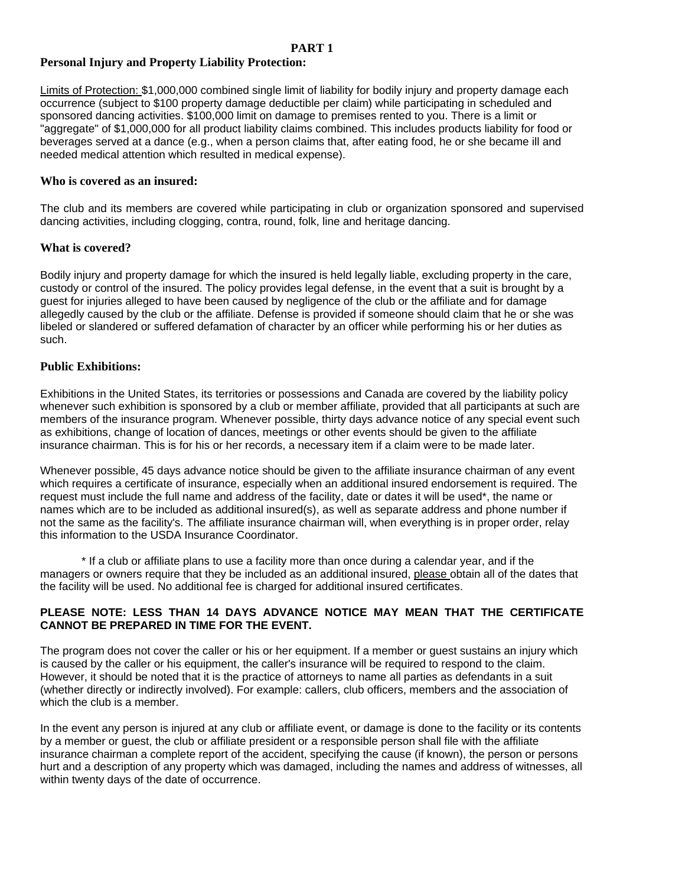# PART 1

## Personal Injury and Property Liability Protection:

<u>Limits of Protection:</u> $1,000,000 combined single limit of liability for bodily injury and property damage each occurrence (subject to $100 property damage deductible per claim) while participating in scheduled and sponsored dancing activities. $100,000 limit on damage to premises rented to you. There is a limit or "aggregate" of $1,000,000 for all product liability claims combined. This includes products liability for food or beverages served at a dance (e.g., when a person claims that, after eating food, he or she became ill and needed medical attention which resulted in medical expense).

### Who is covered as an insured:

The club and its members are covered while participating in club or organization sponsored and supervised dancing activities, including clogging, contra, round, folk, line and heritage dancing.

### What is covered?

Bodily injury and property damage for which the insured is held legally liable, excluding property in the care, custody or control of the insured. The policy provides legal defense, in the event that a suit is brought by a guest for injuries alleged to have been caused by negligence of the club or the affiliate and for damage allegedly caused by the club or the affiliate. Defense is provided if someone should claim that he or she was libeled or slandered or suffered defamation of character by an officer while performing his or her duties as such.

### Public Exhibitions:

Exhibitions in the United States, its territories or possessions and Canada are covered by the liability policy whenever such exhibition is sponsored by a club or member affiliate, provided that all participants at such are members of the insurance program. Whenever possible, thirty days advance notice of any special event such as exhibitions, change of location of dances, meetings or other events should be given to the affiliate insurance chairman. This is for his or her records, a necessary item if a claim were to be made later.

Whenever possible, 45 days advance notice should be given to the affiliate insurance chairman of any event which requires a certificate of insurance, especially when an additional insured endorsement is required. The request must include the full name and address of the facility, date or dates it will be used*, the name or names which are to be included as additional insured(s), as well as separate address and phone number if not the same as the facility's. The affiliate insurance chairman will, when everything is in proper order, relay this information to the USDA Insurance Coordinator.

\* If a club or affiliate plans to use a facility more than once during a calendar year, and if the managers or owners require that they be included as an additional insured, <u>please</u> obtain all of the dates that the facility will be used. No additional fee is charged for additional insured certificates.

**PLEASE NOTE: LESS THAN 14 DAYS ADVANCE NOTICE MAY MEAN THAT THE CERTIFICATE CANNOT BE PREPARED IN TIME FOR THE EVENT.**

The program does not cover the caller or his or her equipment. If a member or guest sustains an injury which is caused by the caller or his equipment, the caller's insurance will be required to respond to the claim. However, it should be noted that it is the practice of attorneys to name all parties as defendants in a suit (whether directly or indirectly involved). For example: callers, club officers, members and the association of which the club is a member.

In the event any person is injured at any club or affiliate event, or damage is done to the facility or its contents by a member or guest, the club or affiliate president or a responsible person shall file with the affiliate insurance chairman a complete report of the accident, specifying the cause (if known), the person or persons hurt and a description of any property which was damaged, including the names and address of witnesses, all within twenty days of the date of occurrence.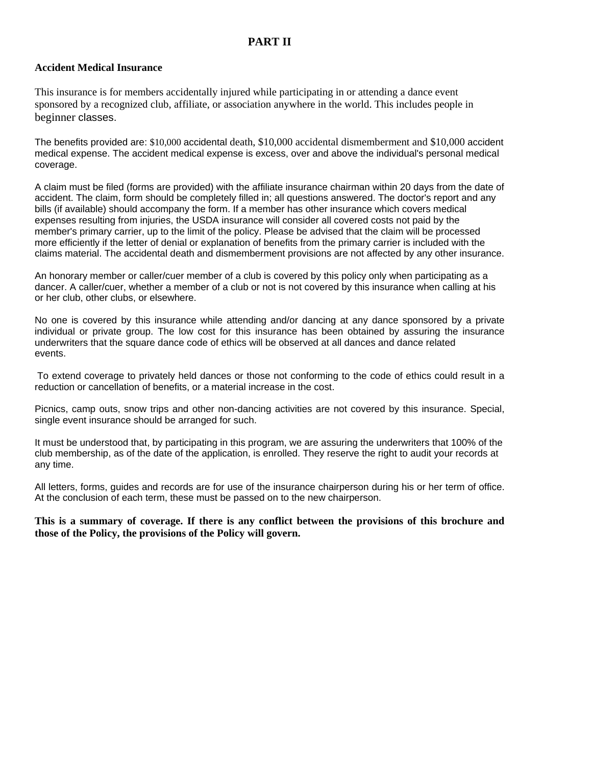# PART II

## Accident Medical Insurance

This insurance is for members accidentally injured while participating in or attending a dance event sponsored by a recognized club, affiliate, or association anywhere in the world. This includes people in beginner classes.

The benefits provided are: $10,000 accidental death, $10,000 accidental dismemberment and $10,000 accident medical expense. The accident medical expense is excess, over and above the individual's personal medical coverage.

A claim must be filed (forms are provided) with the affiliate insurance chairman within 20 days from the date of accident. The claim, form should be completely filled in; all questions answered. The doctor's report and any bills (if available) should accompany the form. If a member has other insurance which covers medical expenses resulting from injuries, the USDA insurance will consider all covered costs not paid by the member's primary carrier, up to the limit of the policy. Please be advised that the claim will be processed more efficiently if the letter of denial or explanation of benefits from the primary carrier is included with the claims material. The accidental death and dismemberment provisions are not affected by any other insurance.

An honorary member or caller/cuer member of a club is covered by this policy only when participating as a dancer. A caller/cuer, whether a member of a club or not is not covered by this insurance when calling at his or her club, other clubs, or elsewhere.

No one is covered by this insurance while attending and/or dancing at any dance sponsored by a private individual or private group. The low cost for this insurance has been obtained by assuring the insurance underwriters that the square dance code of ethics will be observed at all dances and dance related events.

To extend coverage to privately held dances or those not conforming to the code of ethics could result in a reduction or cancellation of benefits, or a material increase in the cost.

Picnics, camp outs, snow trips and other non-dancing activities are not covered by this insurance. Special, single event insurance should be arranged for such.

It must be understood that, by participating in this program, we are assuring the underwriters that 100% of the club membership, as of the date of the application, is enrolled. They reserve the right to audit your records at any time.

All letters, forms, guides and records are for use of the insurance chairperson during his or her term of office. At the conclusion of each term, these must be passed on to the new chairperson.

**This is a summary of coverage. If there is any conflict between the provisions of this brochure and those of the Policy, the provisions of the Policy will govern.**